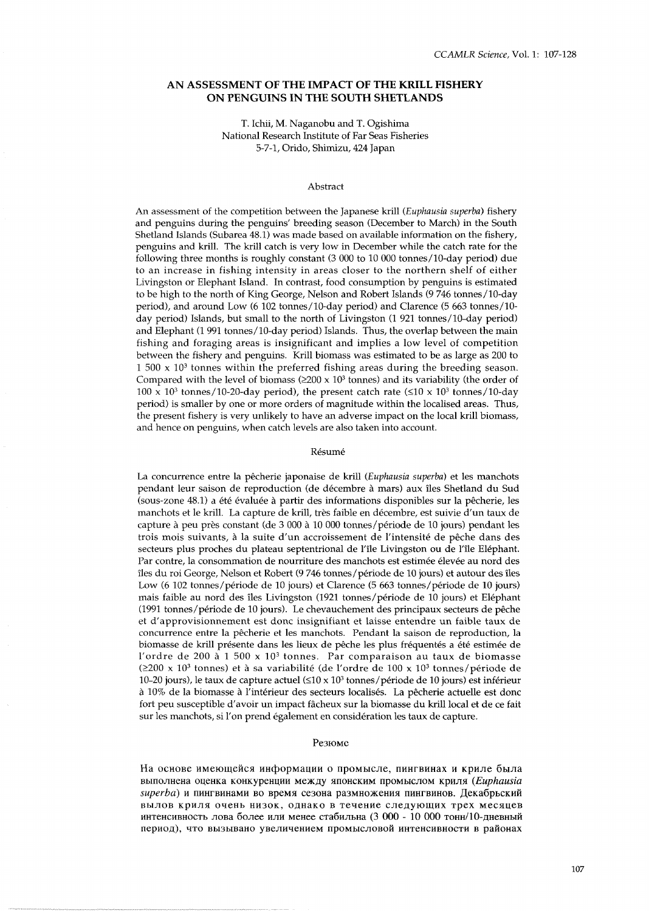# AN ASSESSMENT OF THE IMPACT OF THE KRILL FISHERY ON PENGUINS IN THE SOUTH SHETLANDS

T. Ichii, M. Naganobu and T. Ogishima
National Research Institute of Far Seas Fisheries
5-7-1, Orido, Shimizu, 424 Japan

## Abstract

An assessment of the competition between the Japanese krill (*Euphausia superba*) fishery and penguins during the penguins' breeding season (December to March) in the South Shetland Islands (Subarea 48.1) was made based on available information on the fishery, penguins and krill. The krill catch is very low in December while the catch rate for the following three months is roughly constant (3 000 to 10 000 tonnes/10-day period) due to an increase in fishing intensity in areas closer to the northern shelf of either Livingston or Elephant Island. In contrast, food consumption by penguins is estimated to be high to the north of King George, Nelson and Robert Islands (9 746 tonnes/10-day period), and around Low (6 102 tonnes/10-day period) and Clarence (5 663 tonnes/10-day period) Islands, but small to the north of Livingston (1 921 tonnes/10-day period) and Elephant (1 991 tonnes/10-day period) Islands. Thus, the overlap between the main fishing and foraging areas is insignificant and implies a low level of competition between the fishery and penguins. Krill biomass was estimated to be as large as 200 to 1 500 x $10^3$ tonnes within the preferred fishing areas during the breeding season. Compared with the level of biomass (≥200 x $10^3$ tonnes) and its variability (the order of 100 x $10^3$ tonnes/10-20-day period), the present catch rate (≤10 x $10^3$ tonnes/10-day period) is smaller by one or more orders of magnitude within the localised areas. Thus, the present fishery is very unlikely to have an adverse impact on the local krill biomass, and hence on penguins, when catch levels are also taken into account.

## Résumé

La concurrence entre la pêcherie japonaise de krill (*Euphausia superba*) et les manchots pendant leur saison de reproduction (de décembre à mars) aux îles Shetland du Sud (sous-zone 48.1) a été évaluée à partir des informations disponibles sur la pêcherie, les manchots et le krill. La capture de krill, très faible en décembre, est suivie d'un taux de capture à peu près constant (de 3 000 à 10 000 tonnes/période de 10 jours) pendant les trois mois suivants, à la suite d'un accroissement de l'intensité de pêche dans des secteurs plus proches du plateau septentrional de l'île Livingston ou de l'île Eléphant. Par contre, la consommation de nourriture des manchots est estimée élevée au nord des îles du roi George, Nelson et Robert (9 746 tonnes/période de 10 jours) et autour des îles Low (6 102 tonnes/période de 10 jours) et Clarence (5 663 tonnes/période de 10 jours) mais faible au nord des îles Livingston (1921 tonnes/période de 10 jours) et Eléphant (1991 tonnes/période de 10 jours). Le chevauchement des principaux secteurs de pêche et d'approvisionnement est donc insignifiant et laisse entendre un faible taux de concurrence entre la pêcherie et les manchots. Pendant la saison de reproduction, la biomasse de krill présente dans les lieux de pêche les plus fréquentés a été estimée de l'ordre de 200 à 1 500 x $10^3$ tonnes. Par comparaison au taux de biomasse (≥200 x $10^3$ tonnes) et à sa variabilité (de l'ordre de 100 x $10^3$ tonnes/période de 10-20 jours), le taux de capture actuel (≤10 x $10^3$ tonnes/période de 10 jours) est inférieur à 10% de la biomasse à l'intérieur des secteurs localisés. La pêcherie actuelle est donc fort peu susceptible d'avoir un impact fâcheux sur la biomasse du krill local et de ce fait sur les manchots, si l'on prend également en considération les taux de capture.

## Резюме

На основе имеющейся информации о промысле, пингвинах и криле была выполнена оценка конкуренции между японским промыслом криля (*Euphausia superba*) и пингвинами во время сезона размножения пингвинов. Декабрьский вылов криля очень низок, однако в течение следующих трех месяцев интенсивность лова более или менее стабильна (3 000 - 10 000 тонн/10-дневный период), что вызывано увеличением промысловой интенсивности в районах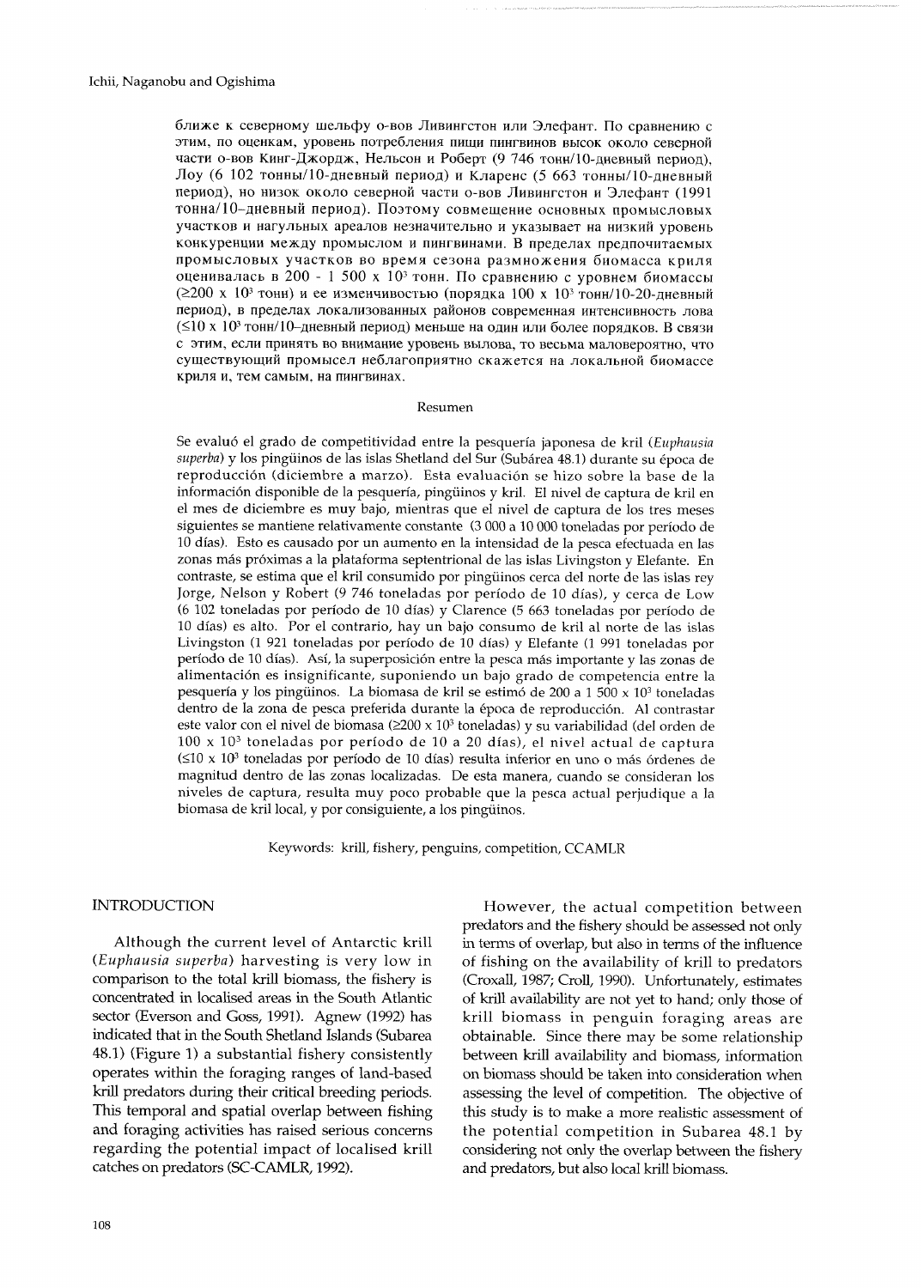ближе к северному шельфу о-вов Ливингстон или Элефант. По сравнению с этим, по оценкам, уровень потребления пищи пингвинов высок около северной части о-вов Кинг-Джордж, Нельсон и Роберт (9 746 тонн/10-дневный период), Лоу (6 102 тонны/10-дневный период) и Кларенс (5 663 тонны/10-дневный период), но низок около северной части о-вов Ливингстон и Элефант (1991 тонна/10-дневный период). Поэтому совмещение основных промысловых участков и нагульных ареалов незначительно и указывает на низкий уровень конкуренции между промыслом и пингвинами. В пределах предпочитаемых промысловых участков во время сезона размножения биомасса криля оценивалась в 200 - 1 500 x $10^3$ тонн. По сравнению с уровнем биомассы ($\geq$200 x $10^3$ тонн) и ее изменчивостью (порядка 100 x $10^3$ тонн/10-20-дневный период), в пределах локализованных районов современная интенсивность лова ($\leq$10 x $10^3$ тонн/10-дневный период) меньше на один или более порядков. В связи с этим, если принять во внимание уровень вылова, то весьма маловероятно, что существующий промысел неблагоприятно скажется на локальной биомассе криля и, тем самым, на пингвинах.

## Resumen

Se evaluó el grado de competitividad entre la pesquería japonesa de kril (*Euphausia superba*) y los pingüinos de las islas Shetland del Sur (Subárea 48.1) durante su época de reproducción (diciembre a marzo). Esta evaluación se hizo sobre la base de la información disponible de la pesquería, pingüinos y kril. El nivel de captura de kril en el mes de diciembre es muy bajo, mientras que el nivel de captura de los tres meses siguientes se mantiene relativamente constante (3 000 a 10 000 toneladas por período de 10 días). Esto es causado por un aumento en la intensidad de la pesca efectuada en las zonas más próximas a la plataforma septentrional de las islas Livingston y Elefante. En contraste, se estima que el kril consumido por pingüinos cerca del norte de las islas rey Jorge, Nelson y Robert (9 746 toneladas por período de 10 días), y cerca de Low (6 102 toneladas por período de 10 días) y Clarence (5 663 toneladas por período de 10 días) es alto. Por el contrario, hay un bajo consumo de kril al norte de las islas Livingston (1 921 toneladas por período de 10 días) y Elefante (1 991 toneladas por período de 10 días). Así, la superposición entre la pesca más importante y las zonas de alimentación es insignificante, suponiendo un bajo grado de competencia entre la pesquería y los pingüinos. La biomasa de kril se estimó de 200 a 1 500 x $10^3$ toneladas dentro de la zona de pesca preferida durante la época de reproducción. Al contrastar este valor con el nivel de biomasa ($\geq$200 x $10^3$ toneladas) y su variabilidad (del orden de 100 x $10^3$ toneladas por período de 10 a 20 días), el nivel actual de captura ($\leq$10 x $10^3$ toneladas por período de 10 días) resulta inferior en uno o más órdenes de magnitud dentro de las zonas localizadas. De esta manera, cuando se consideran los niveles de captura, resulta muy poco probable que la pesca actual perjudique a la biomasa de kril local, y por consiguiente, a los pingüinos.

Keywords: krill, fishery, penguins, competition, CCAMLR

## INTRODUCTION

Although the current level of Antarctic krill (*Euphausia superba*) harvesting is very low in comparison to the total krill biomass, the fishery is concentrated in localised areas in the South Atlantic sector (Everson and Goss, 1991). Agnew (1992) has indicated that in the South Shetland Islands (Subarea 48.1) (Figure 1) a substantial fishery consistently operates within the foraging ranges of land-based krill predators during their critical breeding periods. This temporal and spatial overlap between fishing and foraging activities has raised serious concerns regarding the potential impact of localised krill catches on predators (SC-CAMLR, 1992).

However, the actual competition between predators and the fishery should be assessed not only in terms of overlap, but also in terms of the influence of fishing on the availability of krill to predators (Croxall, 1987; Croll, 1990). Unfortunately, estimates of krill availability are not yet to hand; only those of krill biomass in penguin foraging areas are obtainable. Since there may be some relationship between krill availability and biomass, information on biomass should be taken into consideration when assessing the level of competition. The objective of this study is to make a more realistic assessment of the potential competition in Subarea 48.1 by considering not only the overlap between the fishery and predators, but also local krill biomass.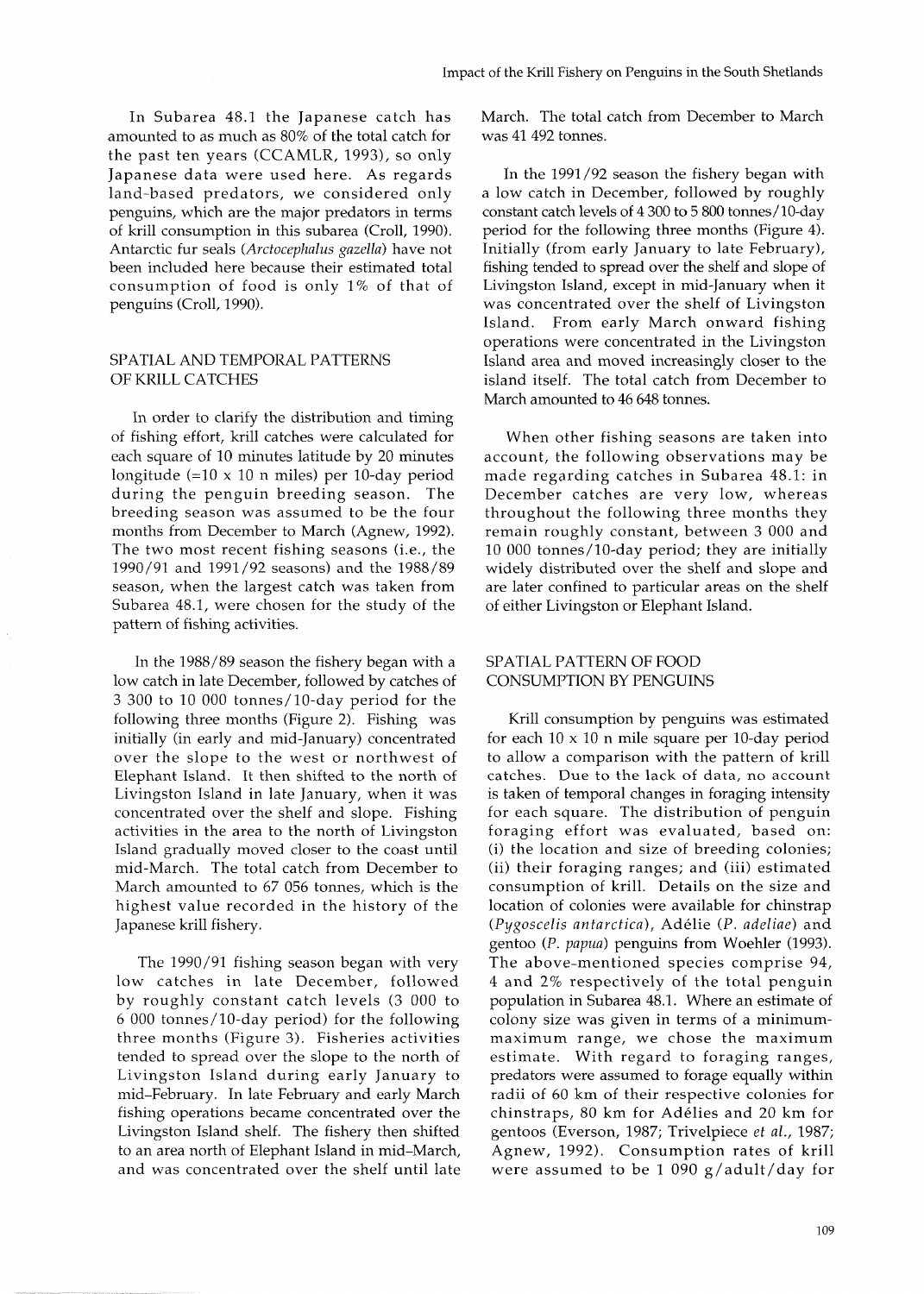In Subarea 48.1 the Japanese catch has amounted to as much as 80% of the total catch for the past ten years (CCAMLR, 1993), so only Japanese data were used here. As regards land-based predators, we considered only penguins, which are the major predators in terms of krill consumption in this subarea (Croll, 1990). Antarctic fur seals (*Arctocephalus gazella*) have not been included here because their estimated total consumption of food is only 1% of that of penguins (Croll, 1990).

## SPATIAL AND TEMPORAL PATTERNS OF KRILL CATCHES

In order to clarify the distribution and timing of fishing effort, krill catches were calculated for each square of 10 minutes latitude by 20 minutes longitude (=10 x 10 n miles) per 10-day period during the penguin breeding season. The breeding season was assumed to be the four months from December to March (Agnew, 1992). The two most recent fishing seasons (i.e., the 1990/91 and 1991/92 seasons) and the 1988/89 season, when the largest catch was taken from Subarea 48.1, were chosen for the study of the pattern of fishing activities.

In the 1988/89 season the fishery began with a low catch in late December, followed by catches of 3 300 to 10 000 tonnes/10-day period for the following three months (Figure 2). Fishing was initially (in early and mid-January) concentrated over the slope to the west or northwest of Elephant Island. It then shifted to the north of Livingston Island in late January, when it was concentrated over the shelf and slope. Fishing activities in the area to the north of Livingston Island gradually moved closer to the coast until mid-March. The total catch from December to March amounted to 67 056 tonnes, which is the highest value recorded in the history of the Japanese krill fishery.

The 1990/91 fishing season began with very low catches in late December, followed by roughly constant catch levels (3 000 to 6 000 tonnes/10-day period) for the following three months (Figure 3). Fisheries activities tended to spread over the slope to the north of Livingston Island during early January to mid-February. In late February and early March fishing operations became concentrated over the Livingston Island shelf. The fishery then shifted to an area north of Elephant Island in mid-March, and was concentrated over the shelf until late March. The total catch from December to March was 41 492 tonnes.

In the 1991/92 season the fishery began with a low catch in December, followed by roughly constant catch levels of 4 300 to 5 800 tonnes/10-day period for the following three months (Figure 4). Initially (from early January to late February), fishing tended to spread over the shelf and slope of Livingston Island, except in mid-January when it was concentrated over the shelf of Livingston Island. From early March onward fishing operations were concentrated in the Livingston Island area and moved increasingly closer to the island itself. The total catch from December to March amounted to 46 648 tonnes.

When other fishing seasons are taken into account, the following observations may be made regarding catches in Subarea 48.1: in December catches are very low, whereas throughout the following three months they remain roughly constant, between 3 000 and 10 000 tonnes/10-day period; they are initially widely distributed over the shelf and slope and are later confined to particular areas on the shelf of either Livingston or Elephant Island.

## SPATIAL PATTERN OF FOOD CONSUMPTION BY PENGUINS

Krill consumption by penguins was estimated for each 10 x 10 n mile square per 10-day period to allow a comparison with the pattern of krill catches. Due to the lack of data, no account is taken of temporal changes in foraging intensity for each square. The distribution of penguin foraging effort was evaluated, based on: (i) the location and size of breeding colonies; (ii) their foraging ranges; and (iii) estimated consumption of krill. Details on the size and location of colonies were available for chinstrap (*Pygoscelis antarctica*), Adélie (*P. adeliae*) and gentoo (*P. papua*) penguins from Woehler (1993). The above-mentioned species comprise 94, 4 and 2% respectively of the total penguin population in Subarea 48.1. Where an estimate of colony size was given in terms of a minimum-maximum range, we chose the maximum estimate. With regard to foraging ranges, predators were assumed to forage equally within radii of 60 km of their respective colonies for chinstraps, 80 km for Adélies and 20 km for gentoos (Everson, 1987; Trivelpiece *et al.*, 1987; Agnew, 1992). Consumption rates of krill were assumed to be 1 090 g/adult/day for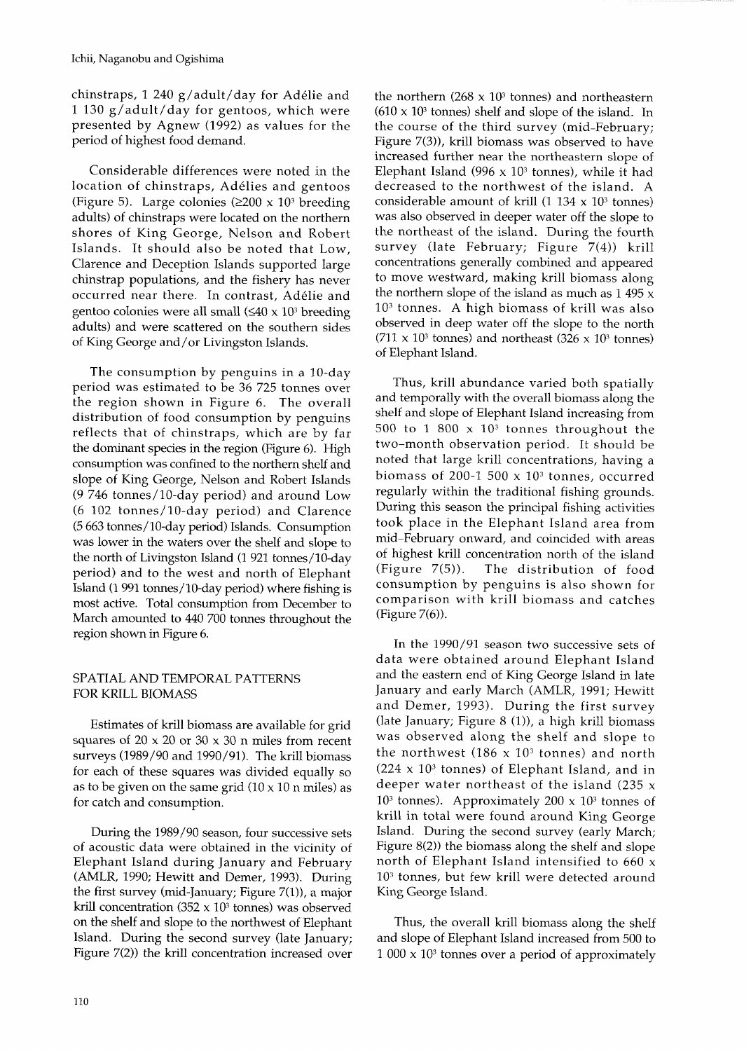chinstraps, 1 240 g/adult/day for Adélie and 1 130 g/adult/day for gentoos, which were presented by Agnew (1992) as values for the period of highest food demand.

Considerable differences were noted in the location of chinstraps, Adélies and gentoos (Figure 5). Large colonies (≥200 x $10^3$ breeding adults) of chinstraps were located on the northern shores of King George, Nelson and Robert Islands. It should also be noted that Low, Clarence and Deception Islands supported large chinstrap populations, and the fishery has never occurred near there. In contrast, Adélie and gentoo colonies were all small (≤40 x $10^3$ breeding adults) and were scattered on the southern sides of King George and/or Livingston Islands.

The consumption by penguins in a 10-day period was estimated to be 36 725 tonnes over the region shown in Figure 6. The overall distribution of food consumption by penguins reflects that of chinstraps, which are by far the dominant species in the region (Figure 6). High consumption was confined to the northern shelf and slope of King George, Nelson and Robert Islands (9 746 tonnes/10-day period) and around Low (6 102 tonnes/10-day period) and Clarence (5 663 tonnes/10-day period) Islands. Consumption was lower in the waters over the shelf and slope to the north of Livingston Island (1 921 tonnes/10-day period) and to the west and north of Elephant Island (1 991 tonnes/10-day period) where fishing is most active. Total consumption from December to March amounted to 440 700 tonnes throughout the region shown in Figure 6.

## SPATIAL AND TEMPORAL PATTERNS FOR KRILL BIOMASS

Estimates of krill biomass are available for grid squares of 20 x 20 or 30 x 30 n miles from recent surveys (1989/90 and 1990/91). The krill biomass for each of these squares was divided equally so as to be given on the same grid (10 x 10 n miles) as for catch and consumption.

During the 1989/90 season, four successive sets of acoustic data were obtained in the vicinity of Elephant Island during January and February (AMLR, 1990; Hewitt and Demer, 1993). During the first survey (mid-January; Figure 7(1)), a major krill concentration (352 x $10^3$ tonnes) was observed on the shelf and slope to the northwest of Elephant Island. During the second survey (late January; Figure 7(2)) the krill concentration increased over the northern (268 x $10^3$ tonnes) and northeastern (610 x $10^3$ tonnes) shelf and slope of the island. In the course of the third survey (mid-February; Figure 7(3)), krill biomass was observed to have increased further near the northeastern slope of Elephant Island (996 x $10^3$ tonnes), while it had decreased to the northwest of the island. A considerable amount of krill (1 134 x $10^3$ tonnes) was also observed in deeper water off the slope to the northeast of the island. During the fourth survey (late February; Figure 7(4)) krill concentrations generally combined and appeared to move westward, making krill biomass along the northern slope of the island as much as 1 495 x $10^3$ tonnes. A high biomass of krill was also observed in deep water off the slope to the north (711 x $10^3$ tonnes) and northeast (326 x $10^3$ tonnes) of Elephant Island.

Thus, krill abundance varied both spatially and temporally with the overall biomass along the shelf and slope of Elephant Island increasing from 500 to 1 800 x $10^3$ tonnes throughout the two-month observation period. It should be noted that large krill concentrations, having a biomass of 200-1 500 x $10^3$ tonnes, occurred regularly within the traditional fishing grounds. During this season the principal fishing activities took place in the Elephant Island area from mid-February onward, and coincided with areas of highest krill concentration north of the island (Figure 7(5)). The distribution of food consumption by penguins is also shown for comparison with krill biomass and catches (Figure 7(6)).

In the 1990/91 season two successive sets of data were obtained around Elephant Island and the eastern end of King George Island in late January and early March (AMLR, 1991; Hewitt and Demer, 1993). During the first survey (late January; Figure 8 (1)), a high krill biomass was observed along the shelf and slope to the northwest (186 x $10^3$ tonnes) and north (224 x $10^3$ tonnes) of Elephant Island, and in deeper water northeast of the island (235 x $10^3$ tonnes). Approximately 200 x $10^3$ tonnes of krill in total were found around King George Island. During the second survey (early March; Figure 8(2)) the biomass along the shelf and slope north of Elephant Island intensified to 660 x $10^3$ tonnes, but few krill were detected around King George Island.

Thus, the overall krill biomass along the shelf and slope of Elephant Island increased from 500 to 1 000 x $10^3$ tonnes over a period of approximately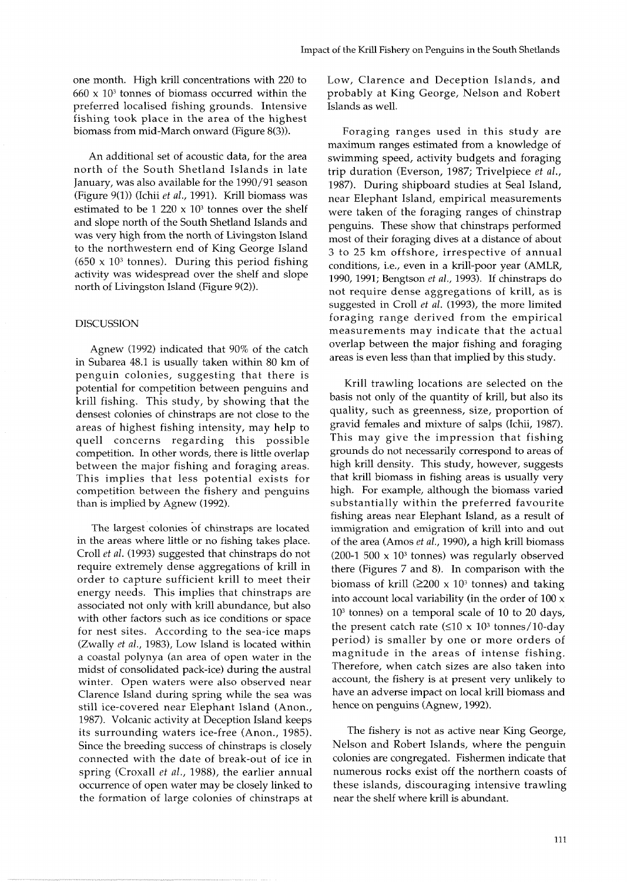one month. High krill concentrations with 220 to 660 x $10^3$ tonnes of biomass occurred within the preferred localised fishing grounds. Intensive fishing took place in the area of the highest biomass from mid-March onward (Figure 8(3)).

An additional set of acoustic data, for the area north of the South Shetland Islands in late January, was also available for the 1990/91 season (Figure 9(1)) (Ichii *et al.*, 1991). Krill biomass was estimated to be 1 220 x $10^3$ tonnes over the shelf and slope north of the South Shetland Islands and was very high from the north of Livingston Island to the northwestern end of King George Island (650 x $10^3$ tonnes). During this period fishing activity was widespread over the shelf and slope north of Livingston Island (Figure 9(2)).

## DISCUSSION

Agnew (1992) indicated that 90% of the catch in Subarea 48.1 is usually taken within 80 km of penguin colonies, suggesting that there is potential for competition between penguins and krill fishing. This study, by showing that the densest colonies of chinstraps are not close to the areas of highest fishing intensity, may help to quell concerns regarding this possible competition. In other words, there is little overlap between the major fishing and foraging areas. This implies that less potential exists for competition between the fishery and penguins than is implied by Agnew (1992).

The largest colonies of chinstraps are located in the areas where little or no fishing takes place. Croll *et al.* (1993) suggested that chinstraps do not require extremely dense aggregations of krill in order to capture sufficient krill to meet their energy needs. This implies that chinstraps are associated not only with krill abundance, but also with other factors such as ice conditions or space for nest sites. According to the sea-ice maps (Zwally *et al.*, 1983), Low Island is located within a coastal polynya (an area of open water in the midst of consolidated pack-ice) during the austral winter. Open waters were also observed near Clarence Island during spring while the sea was still ice-covered near Elephant Island (Anon., 1987). Volcanic activity at Deception Island keeps its surrounding waters ice-free (Anon., 1985). Since the breeding success of chinstraps is closely connected with the date of break-out of ice in spring (Croxall *et al.*, 1988), the earlier annual occurrence of open water may be closely linked to the formation of large colonies of chinstraps at Low, Clarence and Deception Islands, and probably at King George, Nelson and Robert Islands as well.

Foraging ranges used in this study are maximum ranges estimated from a knowledge of swimming speed, activity budgets and foraging trip duration (Everson, 1987; Trivelpiece *et al.*, 1987). During shipboard studies at Seal Island, near Elephant Island, empirical measurements were taken of the foraging ranges of chinstrap penguins. These show that chinstraps performed most of their foraging dives at a distance of about 3 to 25 km offshore, irrespective of annual conditions, i.e., even in a krill-poor year (AMLR, 1990, 1991; Bengtson *et al.*, 1993). If chinstraps do not require dense aggregations of krill, as is suggested in Croll *et al.* (1993), the more limited foraging range derived from the empirical measurements may indicate that the actual overlap between the major fishing and foraging areas is even less than that implied by this study.

Krill trawling locations are selected on the basis not only of the quantity of krill, but also its quality, such as greenness, size, proportion of gravid females and mixture of salps (Ichii, 1987). This may give the impression that fishing grounds do not necessarily correspond to areas of high krill density. This study, however, suggests that krill biomass in fishing areas is usually very high. For example, although the biomass varied substantially within the preferred favourite fishing areas near Elephant Island, as a result of immigration and emigration of krill into and out of the area (Amos *et al.*, 1990), a high krill biomass (200-1 500 x $10^3$ tonnes) was regularly observed there (Figures 7 and 8). In comparison with the biomass of krill ($\geq$200 x $10^3$ tonnes) and taking into account local variability (in the order of 100 x $10^3$ tonnes) on a temporal scale of 10 to 20 days, the present catch rate ($\leq$10 x $10^3$ tonnes/10-day period) is smaller by one or more orders of magnitude in the areas of intense fishing. Therefore, when catch sizes are also taken into account, the fishery is at present very unlikely to have an adverse impact on local krill biomass and hence on penguins (Agnew, 1992).

The fishery is not as active near King George, Nelson and Robert Islands, where the penguin colonies are congregated. Fishermen indicate that numerous rocks exist off the northern coasts of these islands, discouraging intensive trawling near the shelf where krill is abundant.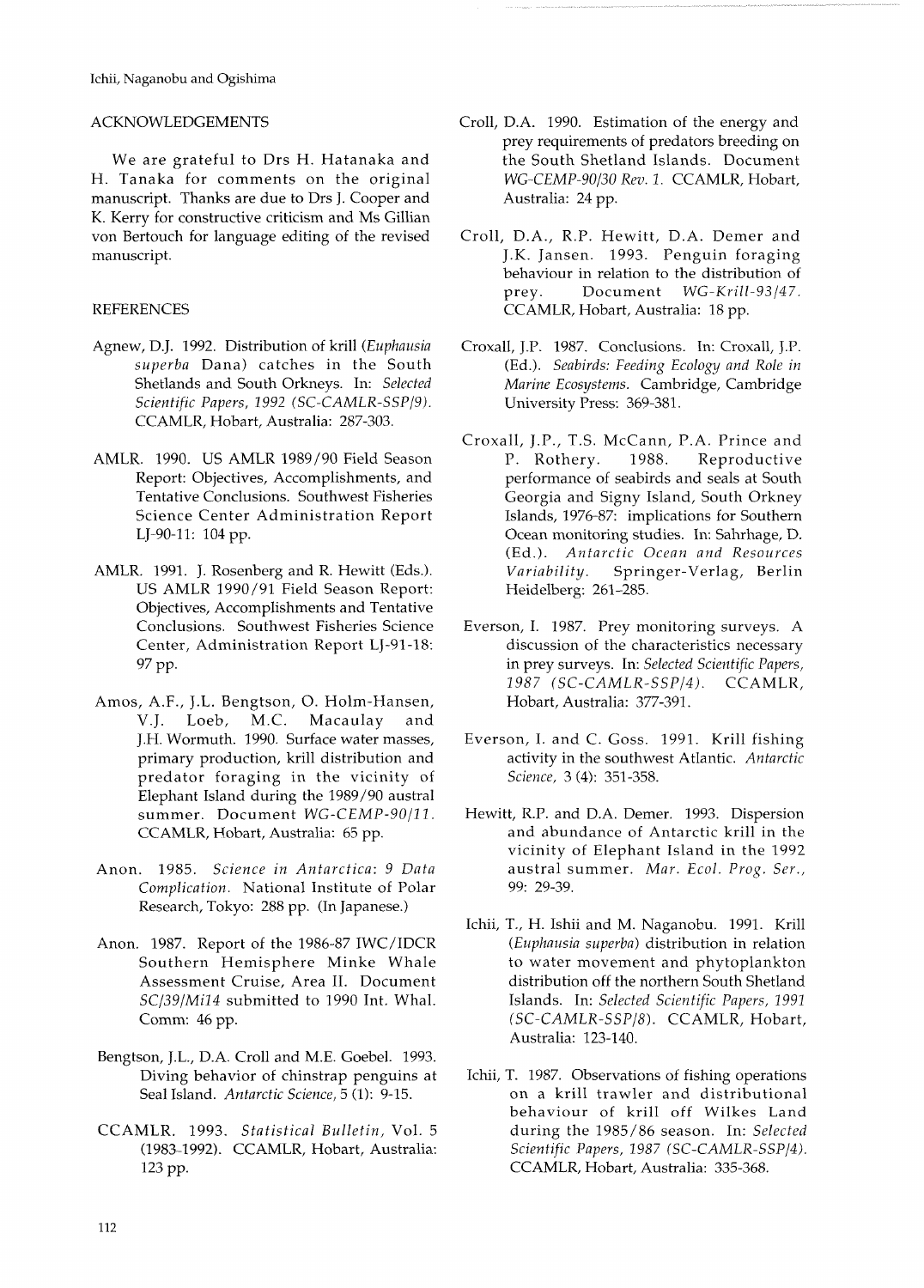## ACKNOWLEDGEMENTS

We are grateful to Drs H. Hatanaka and H. Tanaka for comments on the original manuscript. Thanks are due to Drs J. Cooper and K. Kerry for constructive criticism and Ms Gillian von Bertouch for language editing of the revised manuscript.

## REFERENCES

Agnew, D.J. 1992. Distribution of krill (*Euphausia superba* Dana) catches in the South Shetlands and South Orkneys. In: *Selected Scientific Papers, 1992 (SC-CAMLR-SSP/9)*. CCAMLR, Hobart, Australia: 287-303.

AMLR. 1990. US AMLR 1989/90 Field Season Report: Objectives, Accomplishments, and Tentative Conclusions. Southwest Fisheries Science Center Administration Report LJ-90-11: 104 pp.

AMLR. 1991. J. Rosenberg and R. Hewitt (Eds.). US AMLR 1990/91 Field Season Report: Objectives, Accomplishments and Tentative Conclusions. Southwest Fisheries Science Center, Administration Report LJ-91-18: 97 pp.

Amos, A.F., J.L. Bengtson, O. Holm-Hansen, V.J. Loeb, M.C. Macaulay and J.H. Wormuth. 1990. Surface water masses, primary production, krill distribution and predator foraging in the vicinity of Elephant Island during the 1989/90 austral summer. Document *WG-CEMP-90/11*. CCAMLR, Hobart, Australia: 65 pp.

Anon. 1985. *Science in Antarctica: 9 Data Complication*. National Institute of Polar Research, Tokyo: 288 pp. (In Japanese.)

Anon. 1987. Report of the 1986-87 IWC/IDCR Southern Hemisphere Minke Whale Assessment Cruise, Area II. Document *SC/39/Mi14* submitted to 1990 Int. Whal. Comm: 46 pp.

Bengtson, J.L., D.A. Croll and M.E. Goebel. 1993. Diving behavior of chinstrap penguins at Seal Island. *Antarctic Science*, 5 (1): 9-15.

CCAMLR. 1993. *Statistical Bulletin*, Vol. 5 (1983-1992). CCAMLR, Hobart, Australia: 123 pp.

Croll, D.A. 1990. Estimation of the energy and prey requirements of predators breeding on the South Shetland Islands. Document *WG-CEMP-90/30 Rev. 1*. CCAMLR, Hobart, Australia: 24 pp.

Croll, D.A., R.P. Hewitt, D.A. Demer and J.K. Jansen. 1993. Penguin foraging behaviour in relation to the distribution of prey. Document *WG-Krill-93/47*. CCAMLR, Hobart, Australia: 18 pp.

Croxall, J.P. 1987. Conclusions. In: Croxall, J.P. (Ed.). *Seabirds: Feeding Ecology and Role in Marine Ecosystems*. Cambridge, Cambridge University Press: 369-381.

Croxall, J.P., T.S. McCann, P.A. Prince and P. Rothery. 1988. Reproductive performance of seabirds and seals at South Georgia and Signy Island, South Orkney Islands, 1976-87: implications for Southern Ocean monitoring studies. In: Sahrhage, D. (Ed.). *Antarctic Ocean and Resources Variability*. Springer-Verlag, Berlin Heidelberg: 261-285.

Everson, I. 1987. Prey monitoring surveys. A discussion of the characteristics necessary in prey surveys. In: *Selected Scientific Papers, 1987 (SC-CAMLR-SSP/4)*. CCAMLR, Hobart, Australia: 377-391.

Everson, I. and C. Goss. 1991. Krill fishing activity in the southwest Atlantic. *Antarctic Science*, 3 (4): 351-358.

Hewitt, R.P. and D.A. Demer. 1993. Dispersion and abundance of Antarctic krill in the vicinity of Elephant Island in the 1992 austral summer. *Mar. Ecol. Prog. Ser.*, 99: 29-39.

Ichii, T., H. Ishii and M. Naganobu. 1991. Krill (*Euphausia superba*) distribution in relation to water movement and phytoplankton distribution off the northern South Shetland Islands. In: *Selected Scientific Papers, 1991 (SC-CAMLR-SSP/8)*. CCAMLR, Hobart, Australia: 123-140.

Ichii, T. 1987. Observations of fishing operations on a krill trawler and distributional behaviour of krill off Wilkes Land during the 1985/86 season. In: *Selected Scientific Papers, 1987 (SC-CAMLR-SSP/4)*. CCAMLR, Hobart, Australia: 335-368.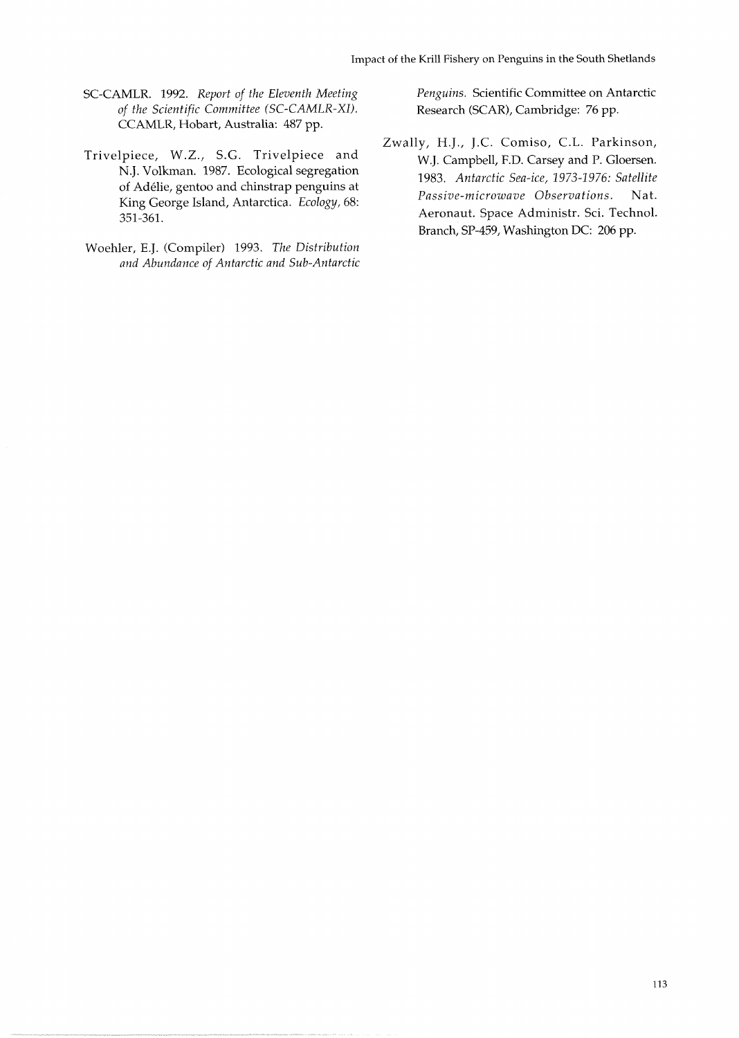SC-CAMLR. 1992. *Report of the Eleventh Meeting of the Scientific Committee (SC-CAMLR-XI)*. CCAMLR, Hobart, Australia: 487 pp.

Trivelpiece, W.Z., S.G. Trivelpiece and N.J. Volkman. 1987. Ecological segregation of Adélie, gentoo and chinstrap penguins at King George Island, Antarctica. *Ecology*, 68: 351-361.

Woehler, E.J. (Compiler) 1993. *The Distribution and Abundance of Antarctic and Sub-Antarctic Penguins*. Scientific Committee on Antarctic Research (SCAR), Cambridge: 76 pp.

Zwally, H.J., J.C. Comiso, C.L. Parkinson, W.J. Campbell, F.D. Carsey and P. Gloersen. 1983. *Antarctic Sea-ice, 1973-1976: Satellite Passive-microwave Observations*. Nat. Aeronaut. Space Administr. Sci. Technol. Branch, SP-459, Washington DC: 206 pp.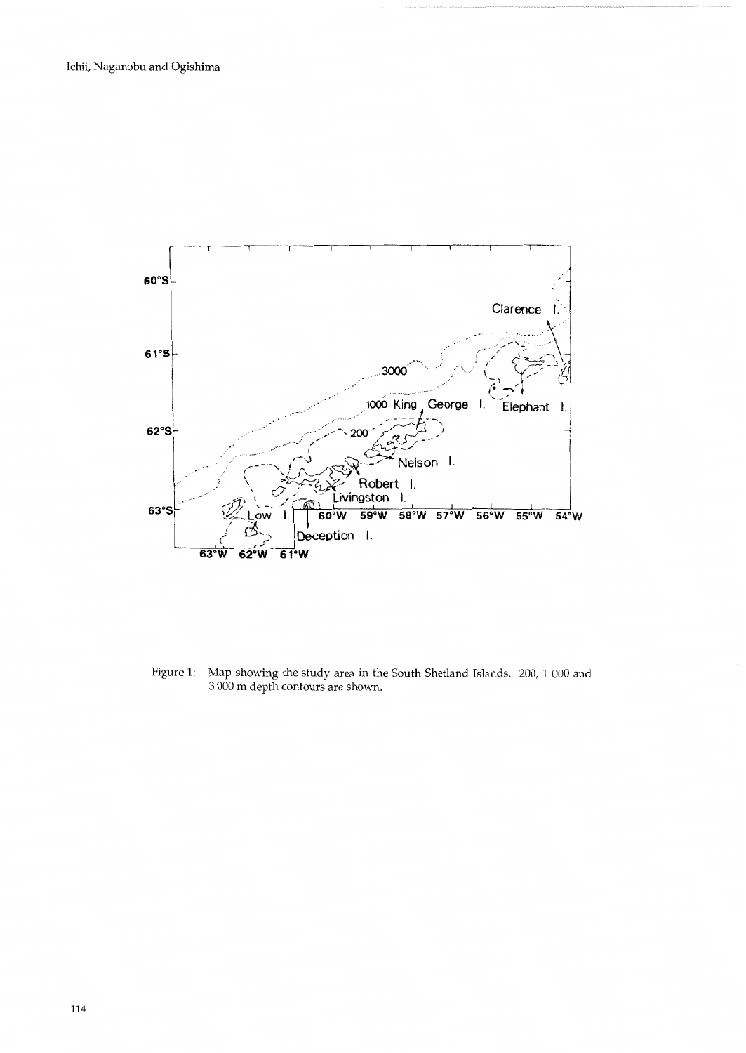Figure 1: Map showing the study area in the South Shetland Islands. 200, 1 000 and 3 000 m depth contours are shown.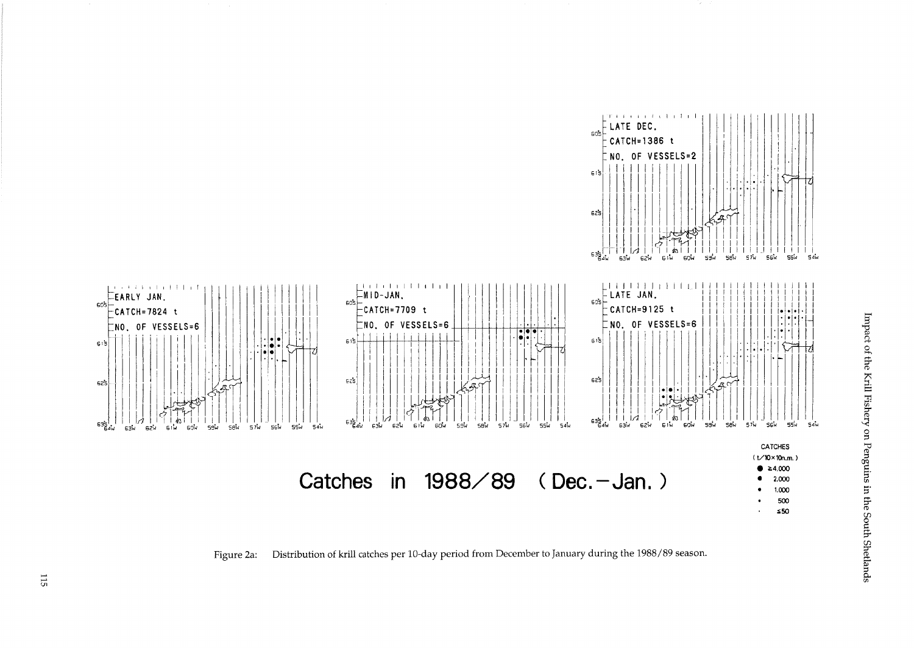LATE DEC.
CATCH=1386 t
NO. OF VESSELS=2

EARLY JAN.
CATCH=7824 t
NO. OF VESSELS=6

MID-JAN.
CATCH=7709 t
NO. OF VESSELS=6

LATE JAN.
CATCH=9125 t
NO. OF VESSELS=6

# Catches in 1988/89 (Dec.–Jan.)

CATCHES
(t/10×10n.m.)
- ≥4,000
- 2,000
- 1,000
- 500
- ≤50

Figure 2a: Distribution of krill catches per 10-day period from December to January during the 1988/89 season.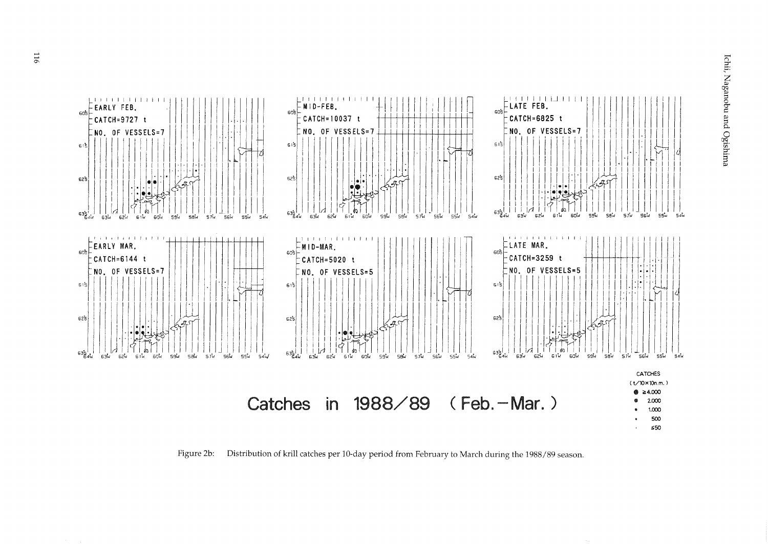| EARLY FEB. | MID-FEB. | LATE FEB. |
|---|---|---|
| CATCH=9727 t | CATCH=10037 t | CATCH=6825 t |
| NO. OF VESSELS=7 | NO. OF VESSELS=7 | NO. OF VESSELS=7 |

| EARLY MAR. | MID-MAR. | LATE MAR. |
|---|---|---|
| CATCH=6144 t | CATCH=5020 t | CATCH=3259 t |
| NO. OF VESSELS=7 | NO. OF VESSELS=5 | NO. OF VESSELS=5 |

## Catches in 1988/89 (Feb.–Mar.)

CATCHES
(t/10×10n.m.)
- ≥4,000
- 2,000
- 1,000
- 500
- ≤50

Figure 2b: Distribution of krill catches per 10-day period from February to March during the 1988/89 season.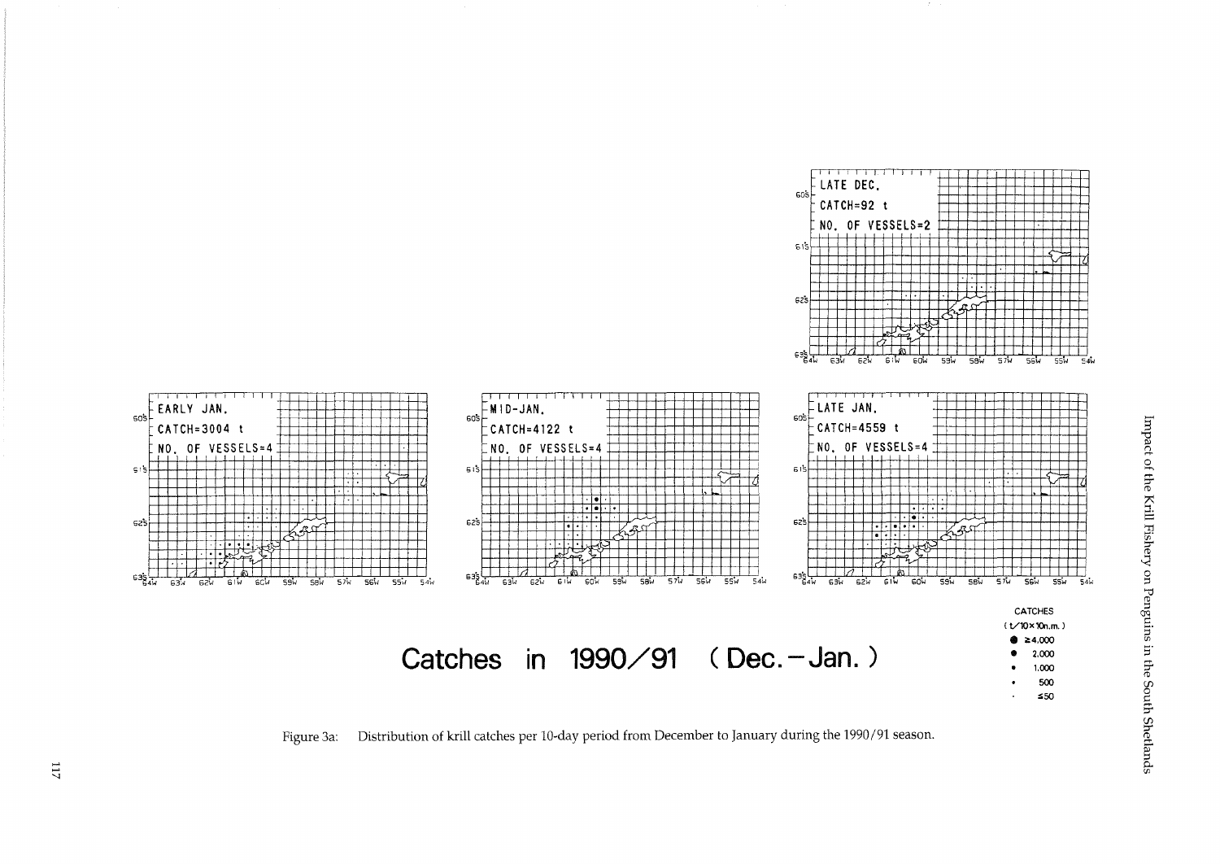LATE DEC.
CATCH=92 t
NO. OF VESSELS=2

EARLY JAN.
CATCH=3004 t
NO. OF VESSELS=4

MID-JAN.
CATCH=4122 t
NO. OF VESSELS=4

LATE JAN.
CATCH=4559 t
NO. OF VESSELS=4

CATCHES
(t/10×10n.m.)
≥4,000
2,000
1,000
500
≤50

## Catches in 1990/91 (Dec.–Jan.)

Figure 3a: Distribution of krill catches per 10-day period from December to January during the 1990/91 season.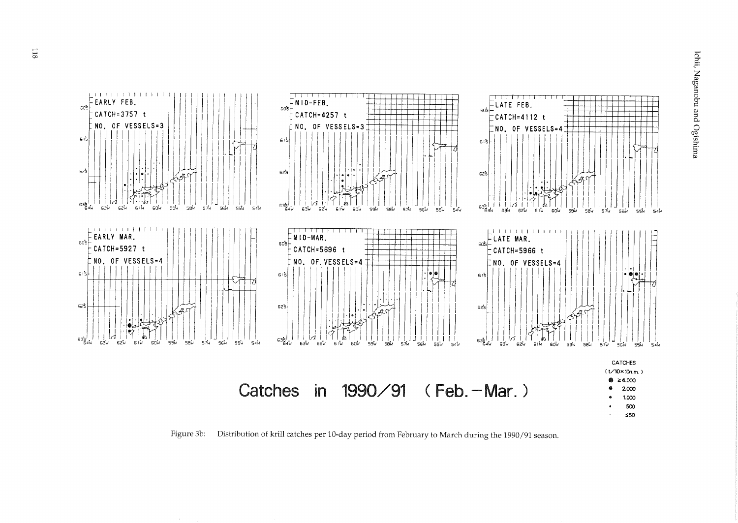EARLY FEB.
CATCH=3757 t
NO. OF VESSELS=3

MID-FEB.
CATCH=4257 t
NO. OF VESSELS=3

LATE FEB.
CATCH=4112 t
NO. OF VESSELS=4

EARLY MAR.
CATCH=5927 t
NO. OF VESSELS=4

MID-MAR.
CATCH=5696 t
NO. OF VESSELS=4

LATE MAR.
CATCH=5966 t
NO. OF VESSELS=4

Catches in 1990/91 (Feb.–Mar.)

CATCHES
(t/10×10n.m.)
≥4.000
2.000
1.000
500
≤50

Figure 3b: Distribution of krill catches per 10-day period from February to March during the 1990/91 season.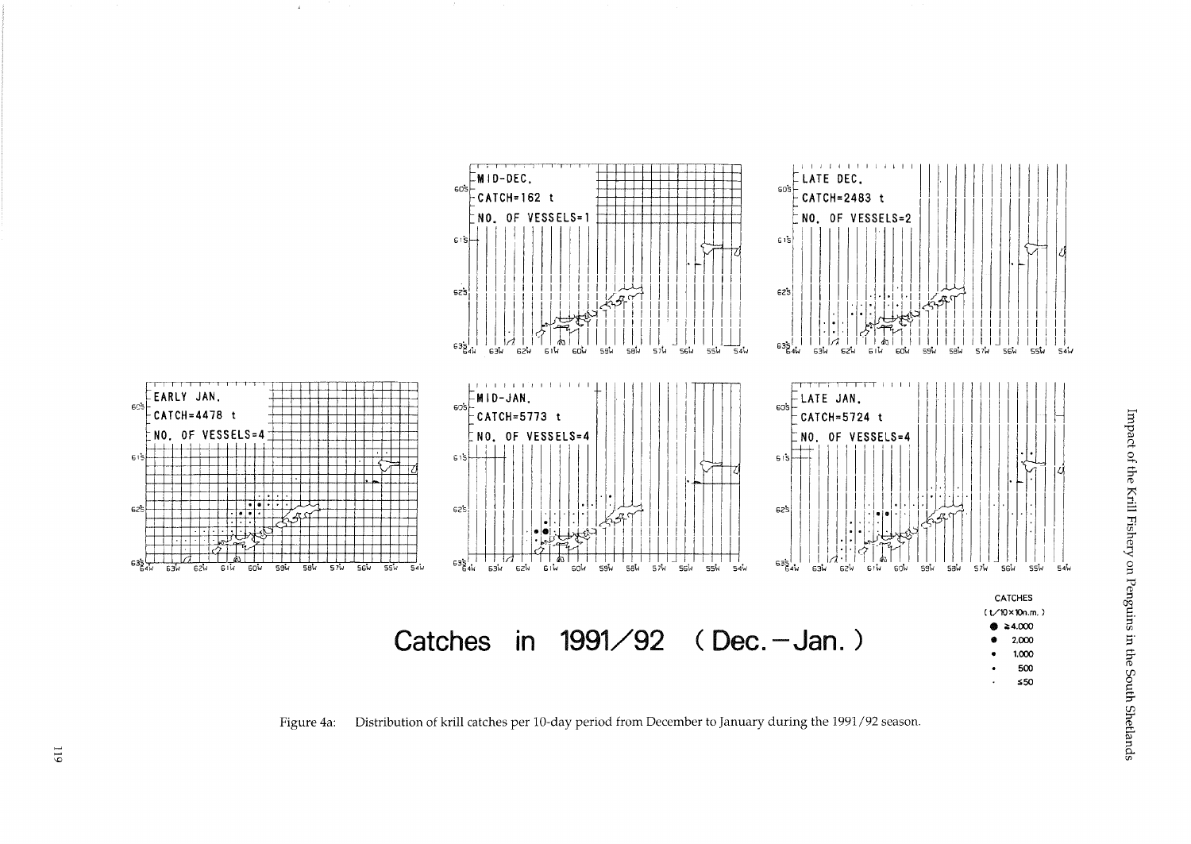| | MID-DEC. | LATE DEC. |
|---|---|---|
| | CATCH=162 t | CATCH=2483 t |
| | NO. OF VESSELS=1 | NO. OF VESSELS=2 |

| EARLY JAN. | MID-JAN. | LATE JAN. |
|---|---|---|
| CATCH=4478 t | CATCH=5773 t | CATCH=5724 t |
| NO. OF VESSELS=4 | NO. OF VESSELS=4 | NO. OF VESSELS=4 |

## Catches in 1991/92 (Dec.–Jan.)

CATCHES
(t/10×10n.m.)

- ≥4,000
- 2,000
- 1,000
- 500
- ≤50

Figure 4a: Distribution of krill catches per 10-day period from December to January during the 1991/92 season.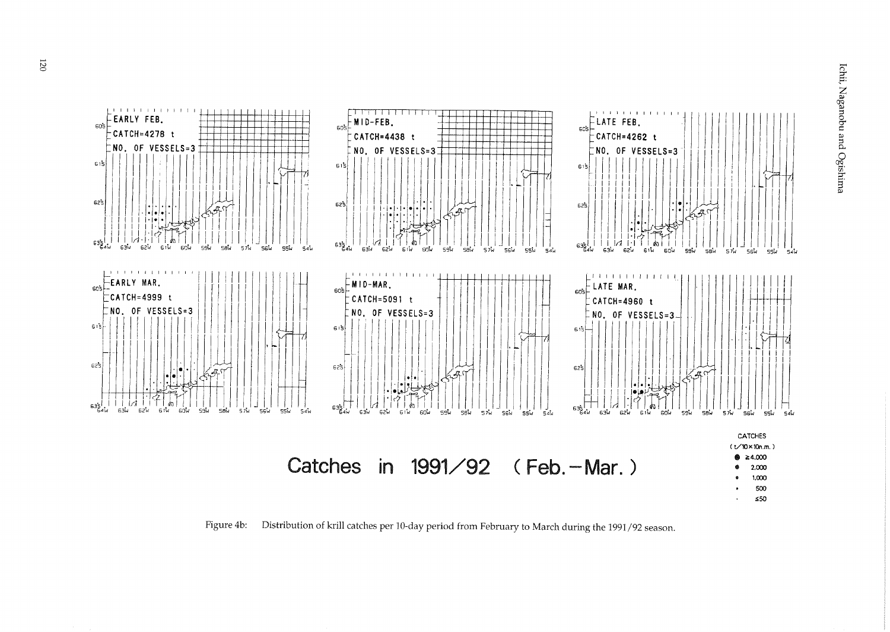EARLY FEB.
CATCH=4278 t
NO. OF VESSELS=3

MID-FEB.
CATCH=4438 t
NO. OF VESSELS=3

LATE FEB.
CATCH=4262 t
NO. OF VESSELS=3

EARLY MAR.
CATCH=4999 t
NO. OF VESSELS=3

MID-MAR.
CATCH=5091 t
NO. OF VESSELS=3

LATE MAR.
CATCH=4960 t
NO. OF VESSELS=3

Catches in 1991/92 (Feb.—Mar.)

CATCHES
(t/10×10n.m.)
≥4,000
2,000
1,000
500
≤50

Figure 4b: Distribution of krill catches per 10-day period from February to March during the 1991/92 season.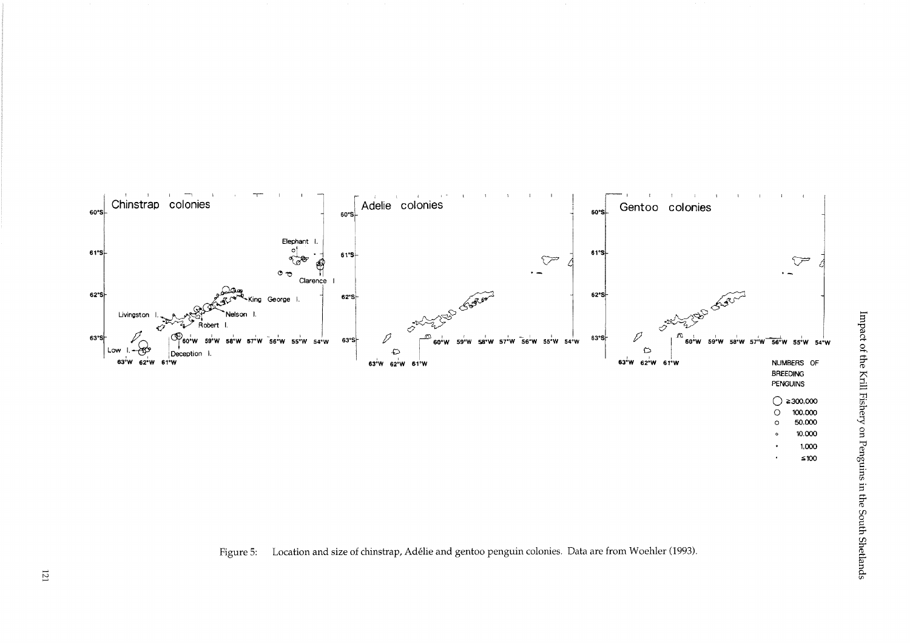Figure 5: Location and size of chinstrap, Adélie and gentoo penguin colonies. Data are from Woehler (1993).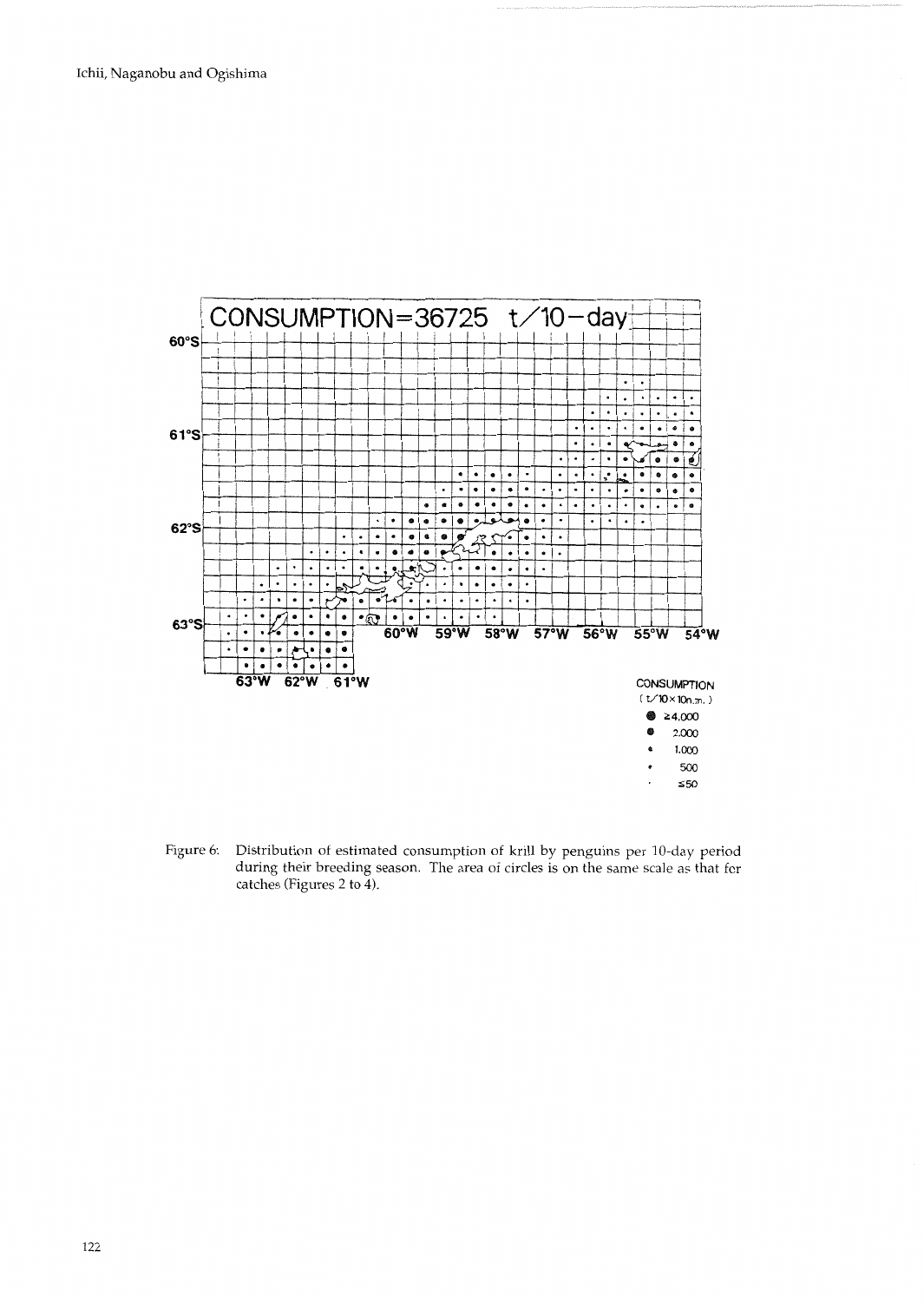Figure 6: Distribution of estimated consumption of krill by penguins per 10-day period during their breeding season. The area of circles is on the same scale as that for catches (Figures 2 to 4).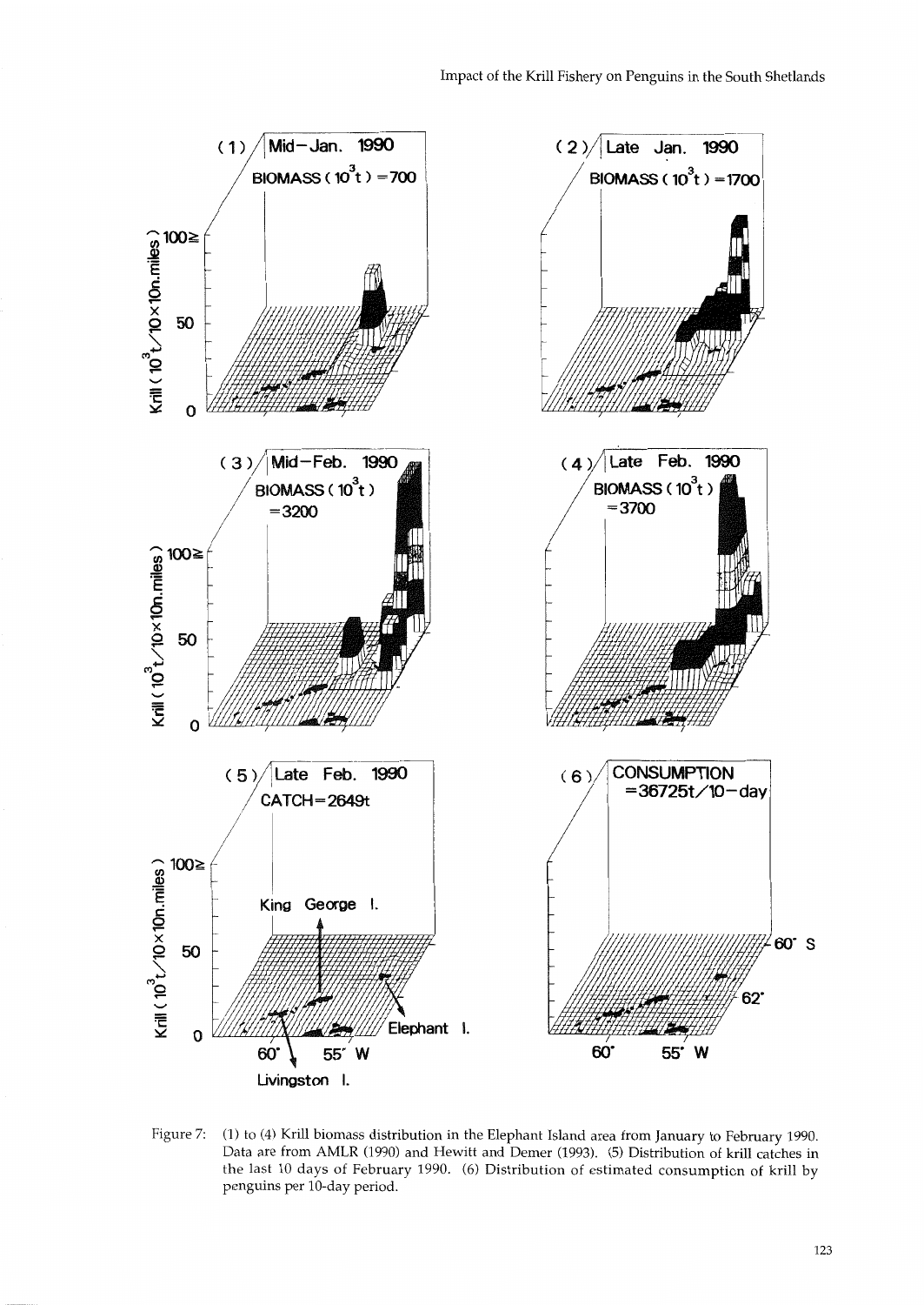Figure 7: (1) to (4) Krill biomass distribution in the Elephant Island area from January to February 1990. Data are from AMLR (1990) and Hewitt and Demer (1993). (5) Distribution of krill catches in the last 10 days of February 1990. (6) Distribution of estimated consumption of krill by penguins per 10-day period.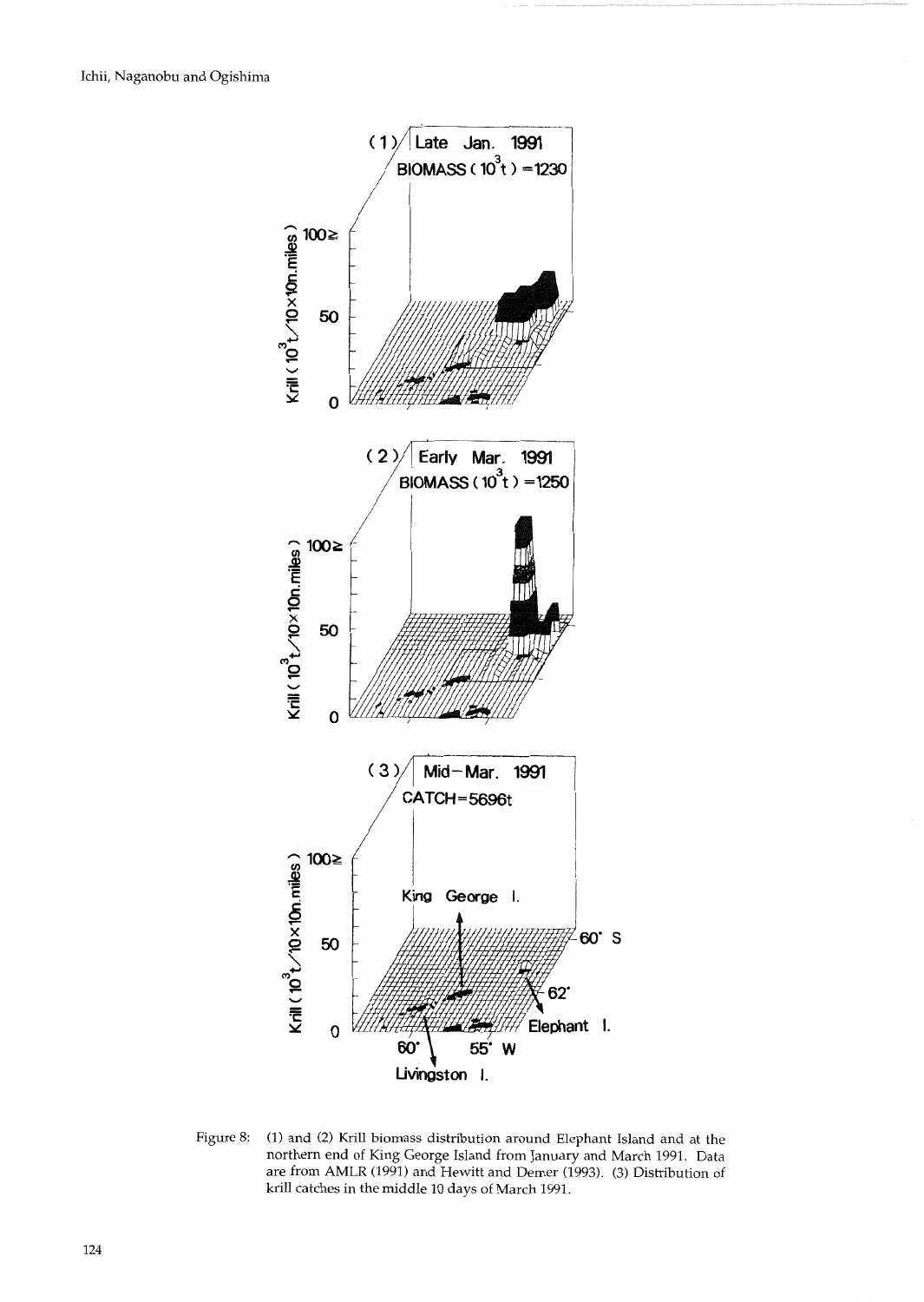Figure 8: (1) and (2) Krill biomass distribution around Elephant Island and at the northern end of King George Island from January and March 1991. Data are from AMLR (1991) and Hewitt and Demer (1993). (3) Distribution of krill catches in the middle 10 days of March 1991.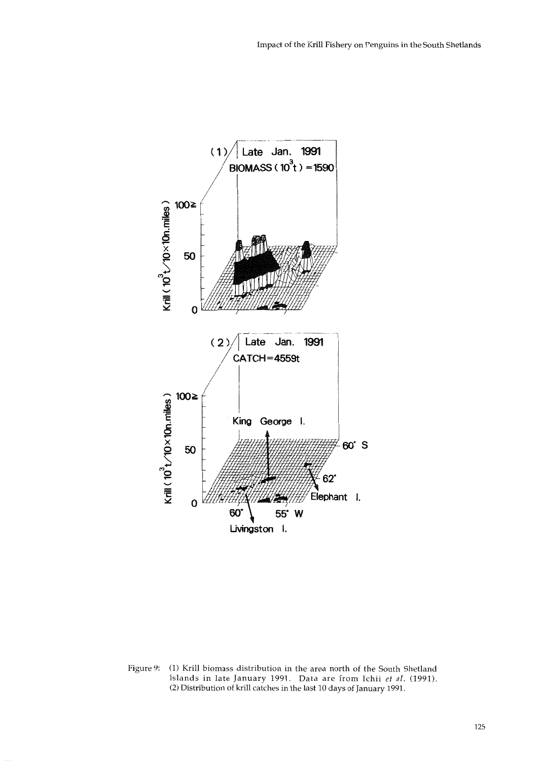Figure 9: (1) Krill biomass distribution in the area north of the South Shetland Islands in late January 1991. Data are from Ichii *et al.* (1991). (2) Distribution of krill catches in the last 10 days of January 1991.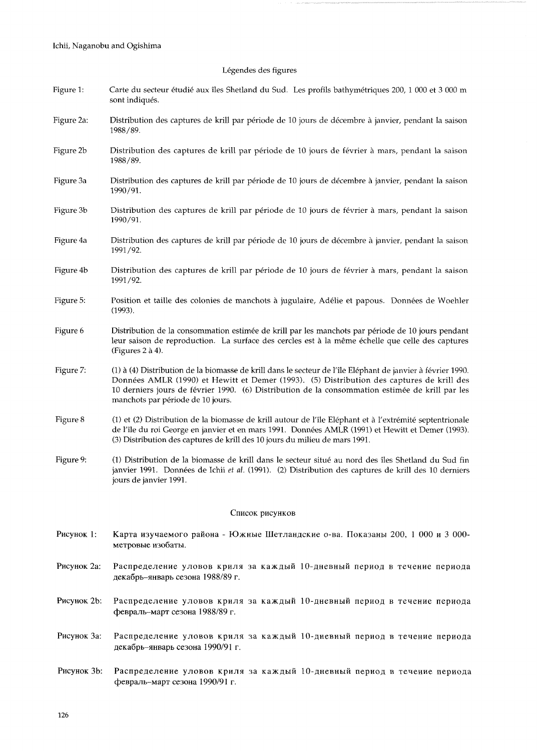## Légendes des figures

Figure 1: Carte du secteur étudié aux îles Shetland du Sud. Les profils bathymétriques 200, 1 000 et 3 000 m sont indiqués.

Figure 2a: Distribution des captures de krill par période de 10 jours de décembre à janvier, pendant la saison 1988/89.

Figure 2b Distribution des captures de krill par période de 10 jours de février à mars, pendant la saison 1988/89.

Figure 3a Distribution des captures de krill par période de 10 jours de décembre à janvier, pendant la saison 1990/91.

Figure 3b Distribution des captures de krill par période de 10 jours de février à mars, pendant la saison 1990/91.

Figure 4a Distribution des captures de krill par période de 10 jours de décembre à janvier, pendant la saison 1991/92.

Figure 4b Distribution des captures de krill par période de 10 jours de février à mars, pendant la saison 1991/92.

Figure 5: Position et taille des colonies de manchots à jugulaire, Adélie et papous. Données de Woehler (1993).

Figure 6 Distribution de la consommation estimée de krill par les manchots par période de 10 jours pendant leur saison de reproduction. La surface des cercles est à la même échelle que celle des captures (Figures 2 à 4).

Figure 7: (1) à (4) Distribution de la biomasse de krill dans le secteur de l'île Eléphant de janvier à février 1990. Données AMLR (1990) et Hewitt et Demer (1993). (5) Distribution des captures de krill des 10 derniers jours de février 1990. (6) Distribution de la consommation estimée de krill par les manchots par période de 10 jours.

Figure 8 (1) et (2) Distribution de la biomasse de krill autour de l'île Eléphant et à l'extrémité septentrionale de l'île du roi George en janvier et en mars 1991. Données AMLR (1991) et Hewitt et Demer (1993). (3) Distribution des captures de krill des 10 jours du milieu de mars 1991.

Figure 9: (1) Distribution de la biomasse de krill dans le secteur situé au nord des îles Shetland du Sud fin janvier 1991. Données de Ichii *et al.* (1991). (2) Distribution des captures de krill des 10 derniers jours de janvier 1991.

## Список рисунков

Рисунок 1: Карта изучаемого района - Южные Шетландские о-ва. Показаны 200, 1 000 и 3 000-метровые изобаты.

Рисунок 2a: Распределение уловов криля за каждый 10-дневный период в течение периода декабрь–январь сезона 1988/89 г.

Рисунок 2b: Распределение уловов криля за каждый 10-дневный период в течение периода февраль–март сезона 1988/89 г.

Рисунок 3a: Распределение уловов криля за каждый 10-дневный период в течение периода декабрь–январь сезона 1990/91 г.

Рисунок 3b: Распределение уловов криля за каждый 10-дневный период в течение периода февраль–март сезона 1990/91 г.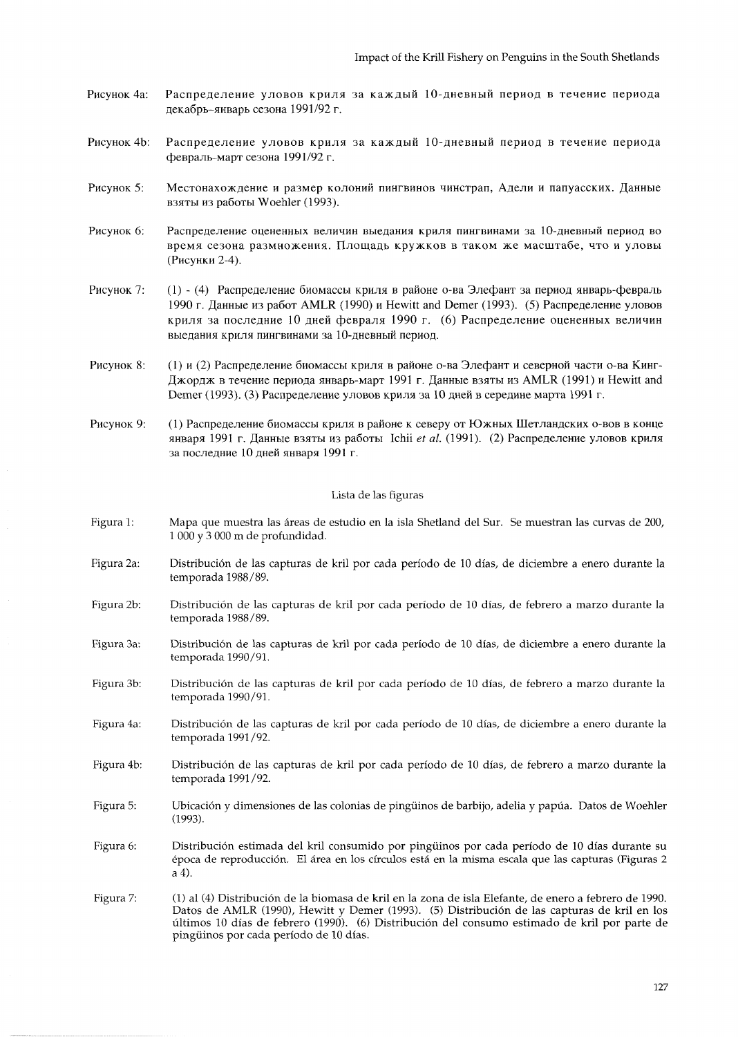Рисунок 4a: Распределение уловов криля за каждый 10-дневный период в течение периода декабрь-январь сезона 1991/92 г.

Рисунок 4b: Распределение уловов криля за каждый 10-дневный период в течение периода февраль-март сезона 1991/92 г.

Рисунок 5: Местонахождение и размер колоний пингвинов чинстрап, Адели и папуасских. Данные взяты из работы Woehler (1993).

Рисунок 6: Распределение оцененных величин выедания криля пингвинами за 10-дневный период во время сезона размножения. Площадь кружков в таком же масштабе, что и уловы (Рисунки 2-4).

Рисунок 7: (1) - (4) Распределение биомассы криля в районе о-ва Элефант за период январь-февраль 1990 г. Данные из работ AMLR (1990) и Hewitt and Demer (1993). (5) Распределение уловов криля за последние 10 дней февраля 1990 г. (6) Распределение оцененных величин выедания криля пингвинами за 10-дневный период.

Рисунок 8: (1) и (2) Распределение биомассы криля в районе о-ва Элефант и северной части о-ва Кинг-Джордж в течение периода январь-март 1991 г. Данные взяты из AMLR (1991) и Hewitt and Demer (1993). (3) Распределение уловов криля за 10 дней в середине марта 1991 г.

Рисунок 9: (1) Распределение биомассы криля в районе к северу от Южных Шетландских о-вов в конце января 1991 г. Данные взяты из работы Ichii *et al.* (1991). (2) Распределение уловов криля за последние 10 дней января 1991 г.

## Lista de las figuras

Figura 1: Mapa que muestra las áreas de estudio en la isla Shetland del Sur. Se muestran las curvas de 200, 1 000 y 3 000 m de profundidad.

Figura 2a: Distribución de las capturas de kril por cada período de 10 días, de diciembre a enero durante la temporada 1988/89.

Figura 2b: Distribución de las capturas de kril por cada período de 10 días, de febrero a marzo durante la temporada 1988/89.

Figura 3a: Distribución de las capturas de kril por cada período de 10 días, de diciembre a enero durante la temporada 1990/91.

Figura 3b: Distribución de las capturas de kril por cada período de 10 días, de febrero a marzo durante la temporada 1990/91.

Figura 4a: Distribución de las capturas de kril por cada período de 10 días, de diciembre a enero durante la temporada 1991/92.

Figura 4b: Distribución de las capturas de kril por cada período de 10 días, de febrero a marzo durante la temporada 1991/92.

Figura 5: Ubicación y dimensiones de las colonias de pingüinos de barbijo, adelia y papúa. Datos de Woehler (1993).

Figura 6: Distribución estimada del kril consumido por pingüinos por cada período de 10 días durante su época de reproducción. El área en los círculos está en la misma escala que las capturas (Figuras 2 a 4).

Figura 7: (1) al (4) Distribución de la biomasa de kril en la zona de isla Elefante, de enero a febrero de 1990. Datos de AMLR (1990), Hewitt y Demer (1993). (5) Distribución de las capturas de kril en los últimos 10 días de febrero (1990). (6) Distribución del consumo estimado de kril por parte de pingüinos por cada período de 10 días.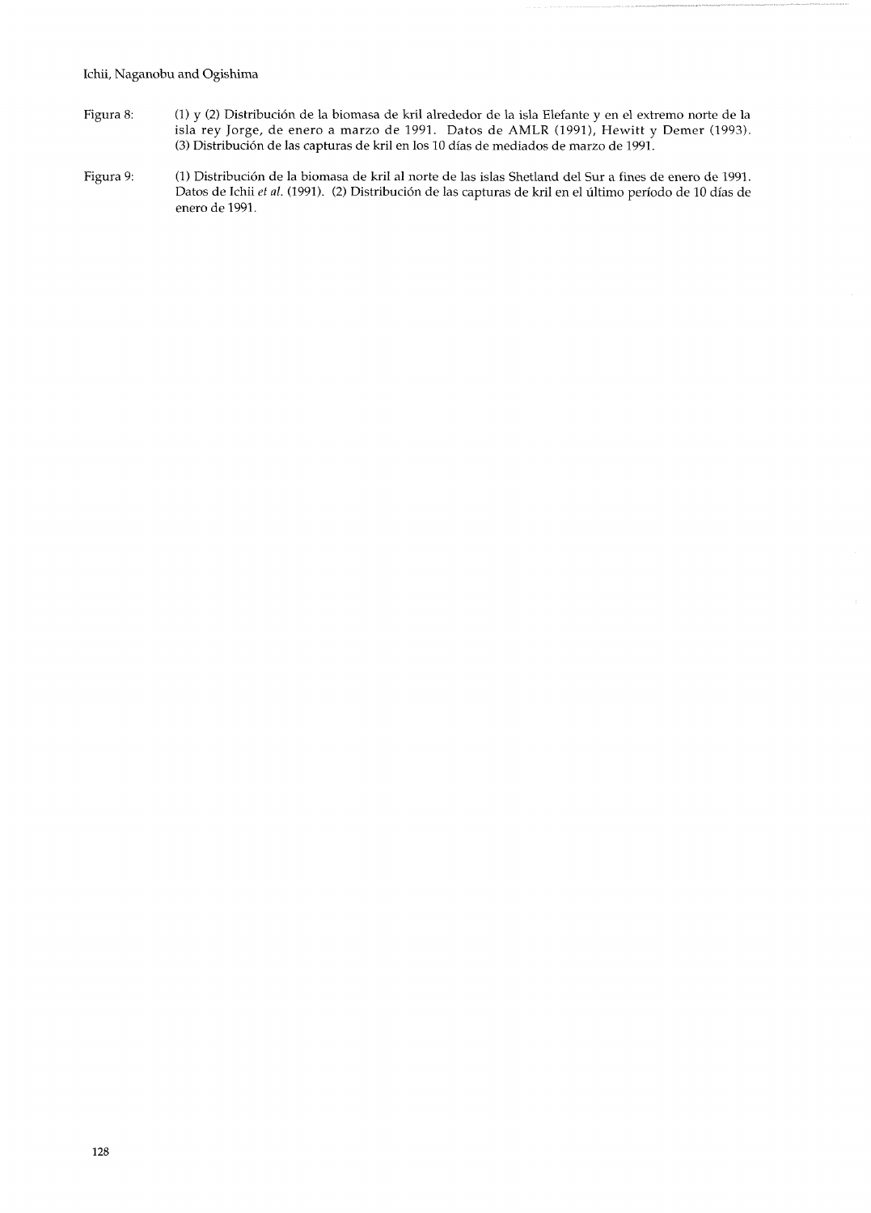Figura 8: (1) y (2) Distribución de la biomasa de kril alrededor de la isla Elefante y en el extremo norte de la isla rey Jorge, de enero a marzo de 1991. Datos de AMLR (1991), Hewitt y Demer (1993). (3) Distribución de las capturas de kril en los 10 días de mediados de marzo de 1991.

Figura 9: (1) Distribución de la biomasa de kril al norte de las islas Shetland del Sur a fines de enero de 1991. Datos de Ichii *et al.* (1991). (2) Distribución de las capturas de kril en el último período de 10 días de enero de 1991.